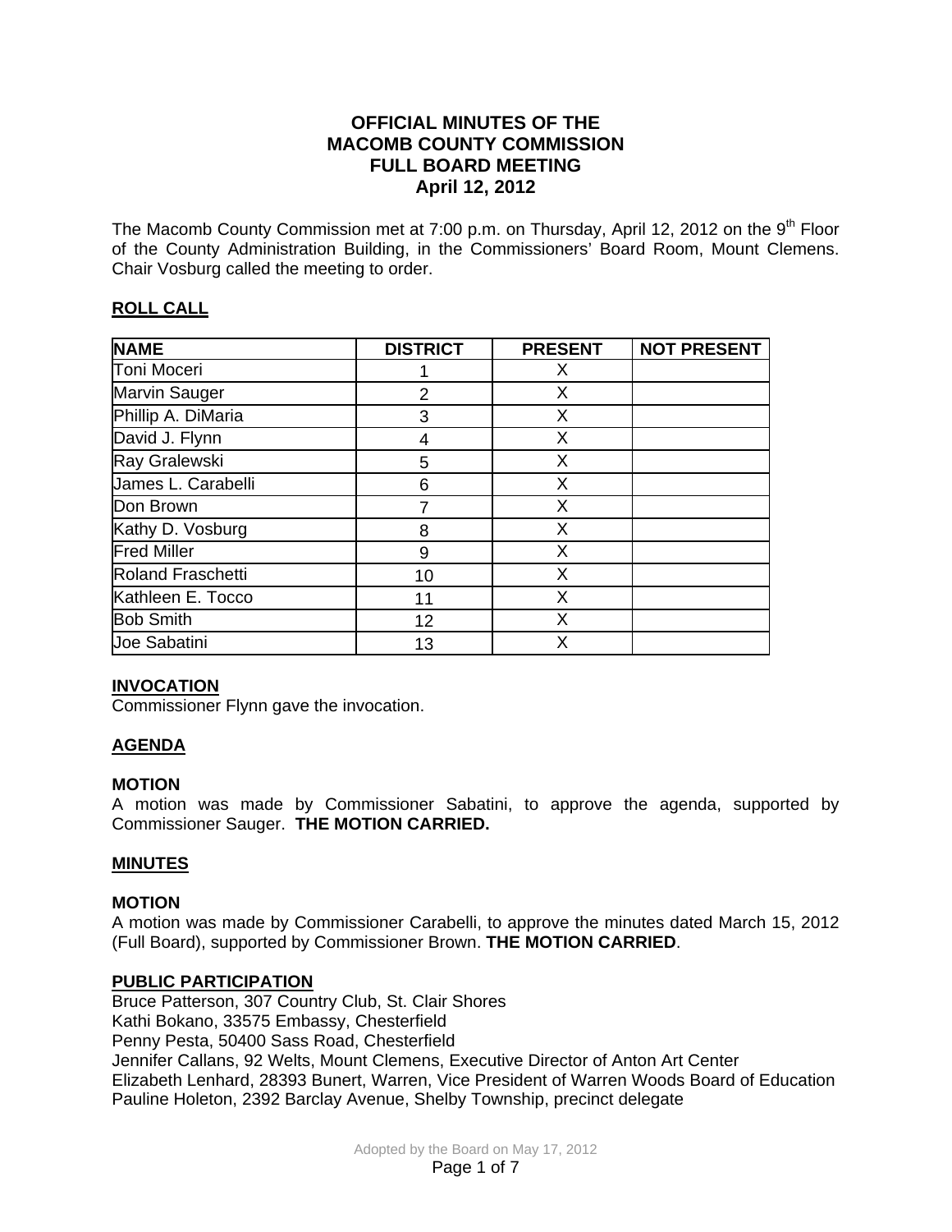# OFFICIAL MINUTES OF THE MACOMB COUNTY COMMISSION FULL BOARD MEETING April 12, 2012

The Macomb County Commission met at 7:00 p.m. on Thursday, April 12, 2012 on the 9th Floor of the County Administration Building, in the Commissioners' Board Room, Mount Clemens. Chair Vosburg called the meeting to order.

## ROLL CALL

| NAME | DISTRICT | PRESENT | NOT PRESENT |
|---|---|---|---|
| Toni Moceri | 1 | X | |
| Marvin Sauger | 2 | X | |
| Phillip A. DiMaria | 3 | X | |
| David J. Flynn | 4 | X | |
| Ray Gralewski | 5 | X | |
| James L. Carabelli | 6 | X | |
| Don Brown | 7 | X | |
| Kathy D. Vosburg | 8 | X | |
| Fred Miller | 9 | X | |
| Roland Fraschetti | 10 | X | |
| Kathleen E. Tocco | 11 | X | |
| Bob Smith | 12 | X | |
| Joe Sabatini | 13 | X | |

## INVOCATION

Commissioner Flynn gave the invocation.

## AGENDA

### MOTION

A motion was made by Commissioner Sabatini, to approve the agenda, supported by Commissioner Sauger. **THE MOTION CARRIED.**

## MINUTES

### MOTION

A motion was made by Commissioner Carabelli, to approve the minutes dated March 15, 2012 (Full Board), supported by Commissioner Brown. **THE MOTION CARRIED**.

## PUBLIC PARTICIPATION

Bruce Patterson, 307 Country Club, St. Clair Shores
Kathi Bokano, 33575 Embassy, Chesterfield
Penny Pesta, 50400 Sass Road, Chesterfield
Jennifer Callans, 92 Welts, Mount Clemens, Executive Director of Anton Art Center
Elizabeth Lenhard, 28393 Bunert, Warren, Vice President of Warren Woods Board of Education
Pauline Holeton, 2392 Barclay Avenue, Shelby Township, precinct delegate

Adopted by the Board on May 17, 2012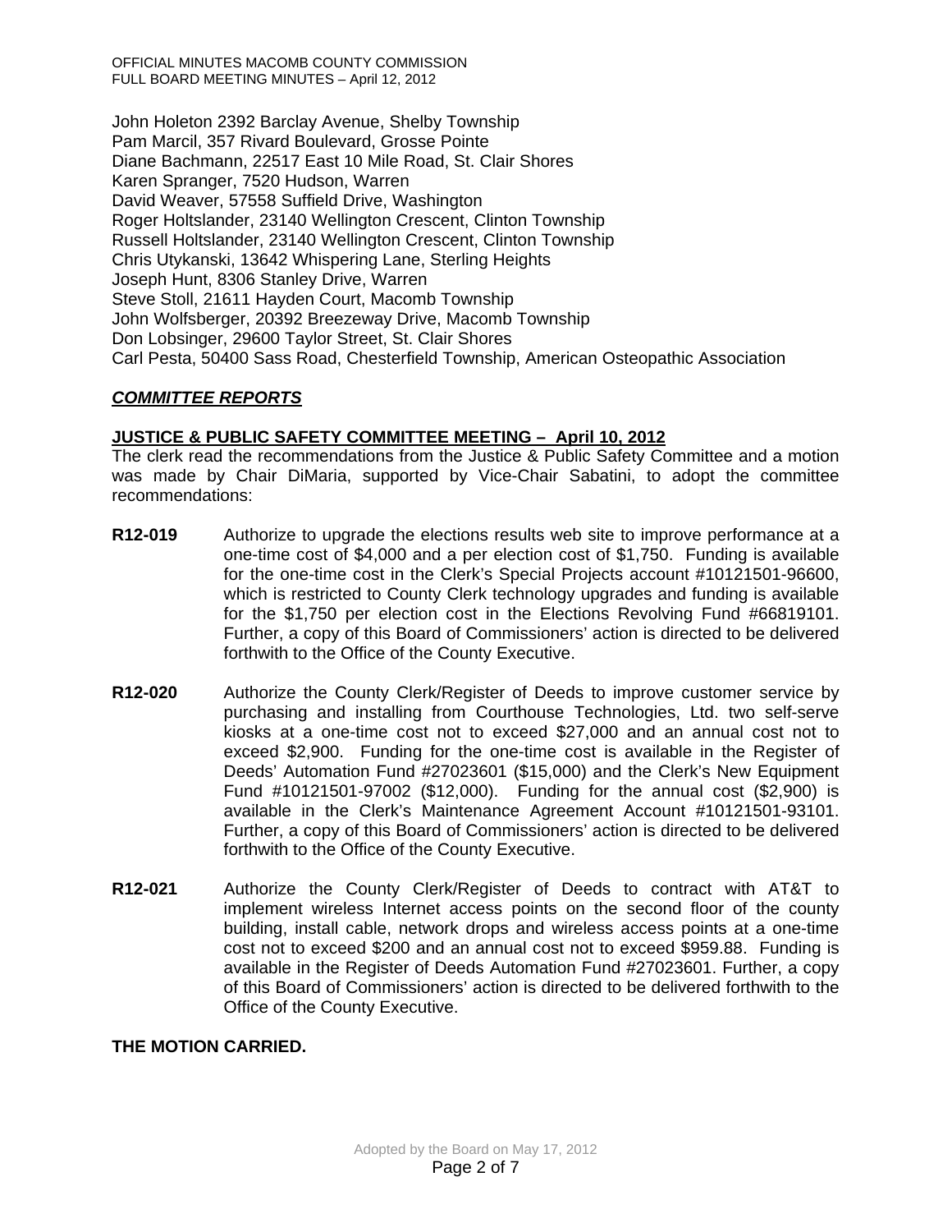John Holeton 2392 Barclay Avenue, Shelby Township
Pam Marcil, 357 Rivard Boulevard, Grosse Pointe
Diane Bachmann, 22517 East 10 Mile Road, St. Clair Shores
Karen Spranger, 7520 Hudson, Warren
David Weaver, 57558 Suffield Drive, Washington
Roger Holtslander, 23140 Wellington Crescent, Clinton Township
Russell Holtslander, 23140 Wellington Crescent, Clinton Township
Chris Utykanski, 13642 Whispering Lane, Sterling Heights
Joseph Hunt, 8306 Stanley Drive, Warren
Steve Stoll, 21611 Hayden Court, Macomb Township
John Wolfsberger, 20392 Breezeway Drive, Macomb Township
Don Lobsinger, 29600 Taylor Street, St. Clair Shores
Carl Pesta, 50400 Sass Road, Chesterfield Township, American Osteopathic Association

## ***COMMITTEE REPORTS***

**JUSTICE & PUBLIC SAFETY COMMITTEE MEETING – April 10, 2012**

The clerk read the recommendations from the Justice & Public Safety Committee and a motion was made by Chair DiMaria, supported by Vice-Chair Sabatini, to adopt the committee recommendations:

**R12-019** Authorize to upgrade the elections results web site to improve performance at a one-time cost of $4,000 and a per election cost of $1,750. Funding is available for the one-time cost in the Clerk's Special Projects account #10121501-96600, which is restricted to County Clerk technology upgrades and funding is available for the $1,750 per election cost in the Elections Revolving Fund #66819101. Further, a copy of this Board of Commissioners' action is directed to be delivered forthwith to the Office of the County Executive.

**R12-020** Authorize the County Clerk/Register of Deeds to improve customer service by purchasing and installing from Courthouse Technologies, Ltd. two self-serve kiosks at a one-time cost not to exceed $27,000 and an annual cost not to exceed $2,900. Funding for the one-time cost is available in the Register of Deeds' Automation Fund #27023601 ($15,000) and the Clerk's New Equipment Fund #10121501-97002 ($12,000). Funding for the annual cost ($2,900) is available in the Clerk's Maintenance Agreement Account #10121501-93101. Further, a copy of this Board of Commissioners' action is directed to be delivered forthwith to the Office of the County Executive.

**R12-021** Authorize the County Clerk/Register of Deeds to contract with AT&T to implement wireless Internet access points on the second floor of the county building, install cable, network drops and wireless access points at a one-time cost not to exceed $200 and an annual cost not to exceed $959.88. Funding is available in the Register of Deeds Automation Fund #27023601. Further, a copy of this Board of Commissioners' action is directed to be delivered forthwith to the Office of the County Executive.

**THE MOTION CARRIED.**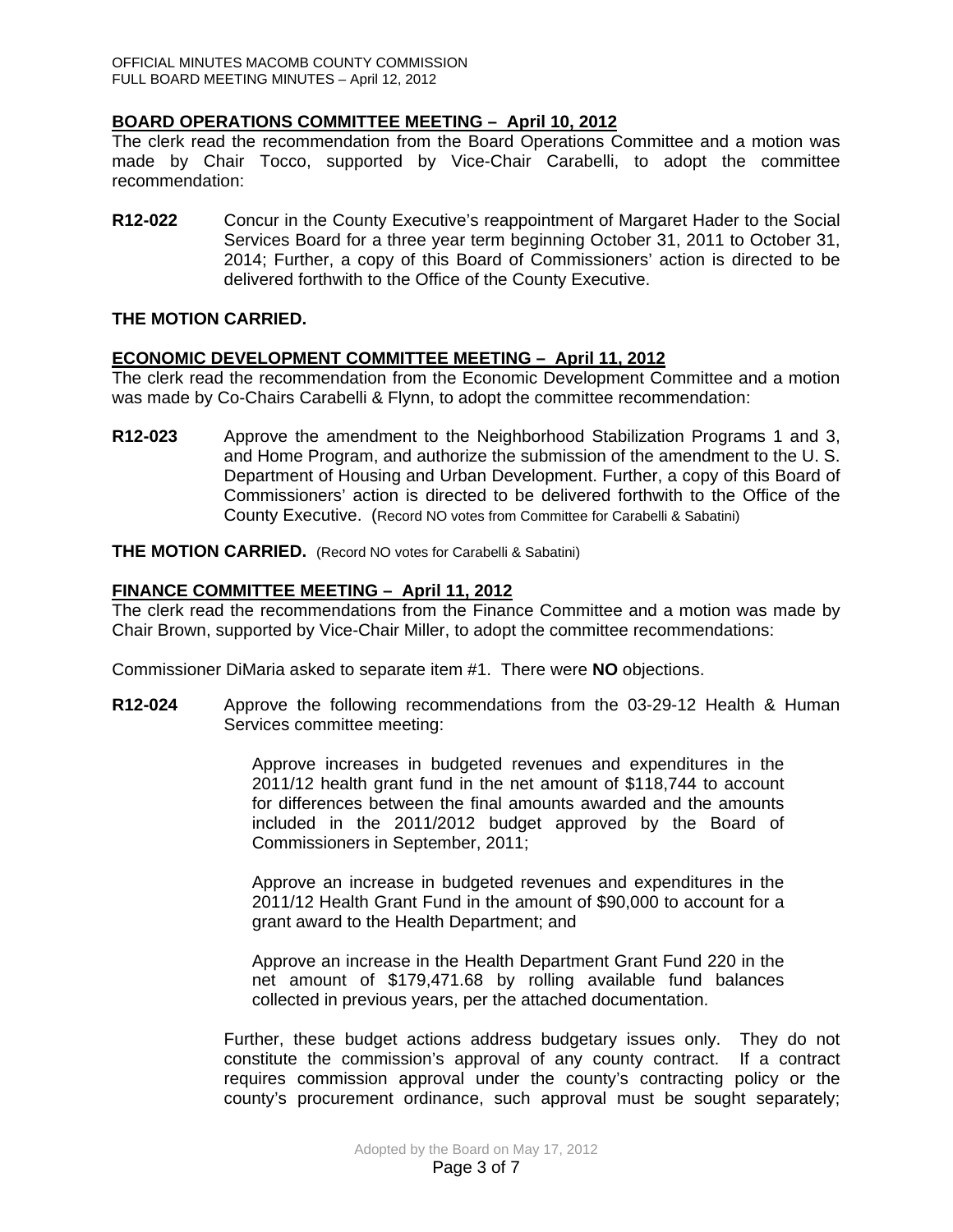## BOARD OPERATIONS COMMITTEE MEETING – April 10, 2012

The clerk read the recommendation from the Board Operations Committee and a motion was made by Chair Tocco, supported by Vice-Chair Carabelli, to adopt the committee recommendation:

**R12-022** Concur in the County Executive's reappointment of Margaret Hader to the Social Services Board for a three year term beginning October 31, 2011 to October 31, 2014; Further, a copy of this Board of Commissioners' action is directed to be delivered forthwith to the Office of the County Executive.

**THE MOTION CARRIED.**

## ECONOMIC DEVELOPMENT COMMITTEE MEETING – April 11, 2012

The clerk read the recommendation from the Economic Development Committee and a motion was made by Co-Chairs Carabelli & Flynn, to adopt the committee recommendation:

**R12-023** Approve the amendment to the Neighborhood Stabilization Programs 1 and 3, and Home Program, and authorize the submission of the amendment to the U. S. Department of Housing and Urban Development. Further, a copy of this Board of Commissioners' action is directed to be delivered forthwith to the Office of the County Executive. (Record NO votes from Committee for Carabelli & Sabatini)

**THE MOTION CARRIED.** (Record NO votes for Carabelli & Sabatini)

## FINANCE COMMITTEE MEETING – April 11, 2012

The clerk read the recommendations from the Finance Committee and a motion was made by Chair Brown, supported by Vice-Chair Miller, to adopt the committee recommendations:

Commissioner DiMaria asked to separate item #1. There were **NO** objections.

**R12-024** Approve the following recommendations from the 03-29-12 Health & Human Services committee meeting:

> Approve increases in budgeted revenues and expenditures in the 2011/12 health grant fund in the net amount of $118,744 to account for differences between the final amounts awarded and the amounts included in the 2011/2012 budget approved by the Board of Commissioners in September, 2011;
>
> Approve an increase in budgeted revenues and expenditures in the 2011/12 Health Grant Fund in the amount of $90,000 to account for a grant award to the Health Department; and
>
> Approve an increase in the Health Department Grant Fund 220 in the net amount of $179,471.68 by rolling available fund balances collected in previous years, per the attached documentation.

Further, these budget actions address budgetary issues only. They do not constitute the commission's approval of any county contract. If a contract requires commission approval under the county's contracting policy or the county's procurement ordinance, such approval must be sought separately;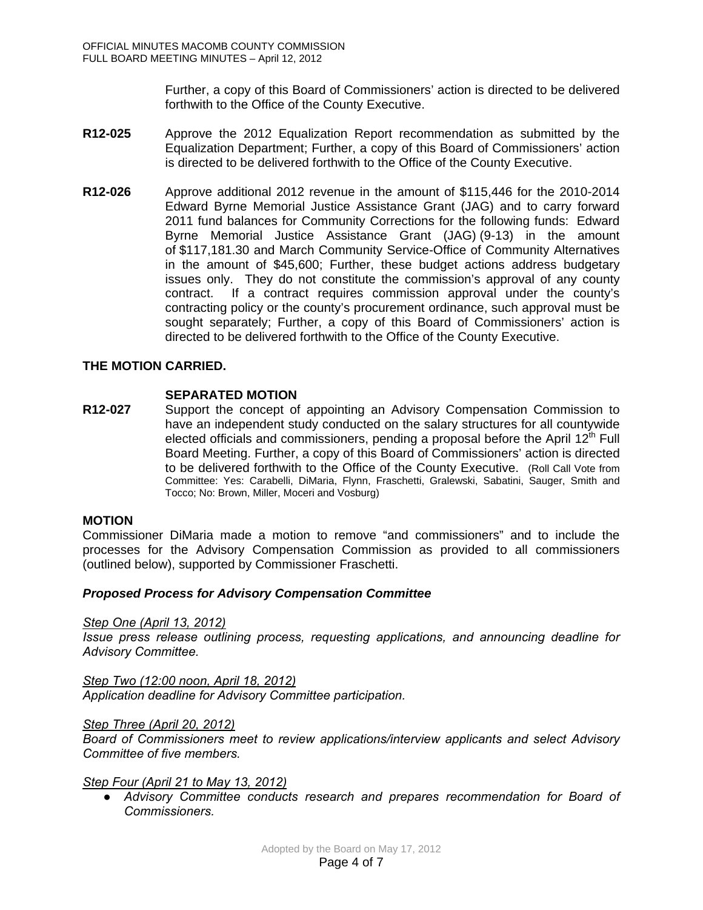Further, a copy of this Board of Commissioners' action is directed to be delivered forthwith to the Office of the County Executive.

**R12-025** Approve the 2012 Equalization Report recommendation as submitted by the Equalization Department; Further, a copy of this Board of Commissioners' action is directed to be delivered forthwith to the Office of the County Executive.

**R12-026** Approve additional 2012 revenue in the amount of $115,446 for the 2010-2014 Edward Byrne Memorial Justice Assistance Grant (JAG) and to carry forward 2011 fund balances for Community Corrections for the following funds: Edward Byrne Memorial Justice Assistance Grant (JAG) (9-13) in the amount of $117,181.30 and March Community Service-Office of Community Alternatives in the amount of $45,600; Further, these budget actions address budgetary issues only. They do not constitute the commission's approval of any county contract. If a contract requires commission approval under the county's contracting policy or the county's procurement ordinance, such approval must be sought separately; Further, a copy of this Board of Commissioners' action is directed to be delivered forthwith to the Office of the County Executive.

**THE MOTION CARRIED.**

**SEPARATED MOTION**

**R12-027** Support the concept of appointing an Advisory Compensation Commission to have an independent study conducted on the salary structures for all countywide elected officials and commissioners, pending a proposal before the April 12th Full Board Meeting. Further, a copy of this Board of Commissioners' action is directed to be delivered forthwith to the Office of the County Executive. (Roll Call Vote from Committee: Yes: Carabelli, DiMaria, Flynn, Fraschetti, Gralewski, Sabatini, Sauger, Smith and Tocco; No: Brown, Miller, Moceri and Vosburg)

**MOTION**

Commissioner DiMaria made a motion to remove "and commissioners" and to include the processes for the Advisory Compensation Commission as provided to all commissioners (outlined below), supported by Commissioner Fraschetti.

***Proposed Process for Advisory Compensation Committee***

*Step One (April 13, 2012)*

*Issue press release outlining process, requesting applications, and announcing deadline for Advisory Committee.*

*Step Two (12:00 noon, April 18, 2012)*

*Application deadline for Advisory Committee participation.*

*Step Three (April 20, 2012)*

*Board of Commissioners meet to review applications/interview applicants and select Advisory Committee of five members.*

*Step Four (April 21 to May 13, 2012)*

- *Advisory Committee conducts research and prepares recommendation for Board of Commissioners.*

Adopted by the Board on May 17, 2012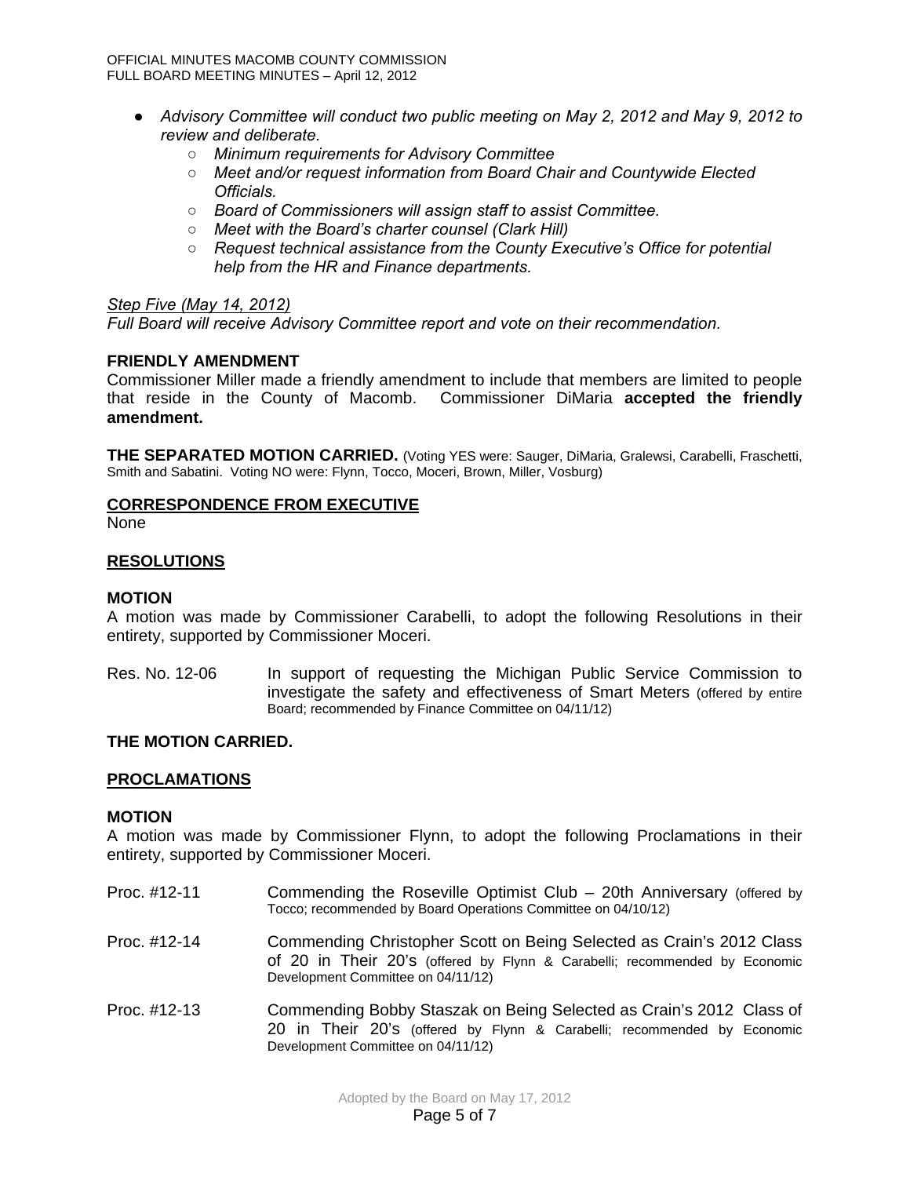- *Advisory Committee will conduct two public meeting on May 2, 2012 and May 9, 2012 to review and deliberate.*
    - *Minimum requirements for Advisory Committee*
    - *Meet and/or request information from Board Chair and Countywide Elected Officials.*
    - *Board of Commissioners will assign staff to assist Committee.*
    - *Meet with the Board's charter counsel (Clark Hill)*
    - *Request technical assistance from the County Executive's Office for potential help from the HR and Finance departments.*

*Step Five (May 14, 2012)*
*Full Board will receive Advisory Committee report and vote on their recommendation.*

**FRIENDLY AMENDMENT**
Commissioner Miller made a friendly amendment to include that members are limited to people that reside in the County of Macomb. Commissioner DiMaria **accepted the friendly amendment.**

**THE SEPARATED MOTION CARRIED.** (Voting YES were: Sauger, DiMaria, Gralewsi, Carabelli, Fraschetti, Smith and Sabatini. Voting NO were: Flynn, Tocco, Moceri, Brown, Miller, Vosburg)

**CORRESPONDENCE FROM EXECUTIVE**
None

**RESOLUTIONS**

**MOTION**
A motion was made by Commissioner Carabelli, to adopt the following Resolutions in their entirety, supported by Commissioner Moceri.

Res. No. 12-06 — In support of requesting the Michigan Public Service Commission to investigate the safety and effectiveness of Smart Meters (offered by entire Board; recommended by Finance Committee on 04/11/12)

**THE MOTION CARRIED.**

**PROCLAMATIONS**

**MOTION**
A motion was made by Commissioner Flynn, to adopt the following Proclamations in their entirety, supported by Commissioner Moceri.

Proc. #12-11 — Commending the Roseville Optimist Club – 20th Anniversary (offered by Tocco; recommended by Board Operations Committee on 04/10/12)

Proc. #12-14 — Commending Christopher Scott on Being Selected as Crain's 2012 Class of 20 in Their 20's (offered by Flynn & Carabelli; recommended by Economic Development Committee on 04/11/12)

Proc. #12-13 — Commending Bobby Staszak on Being Selected as Crain's 2012 Class of 20 in Their 20's (offered by Flynn & Carabelli; recommended by Economic Development Committee on 04/11/12)

Adopted by the Board on May 17, 2012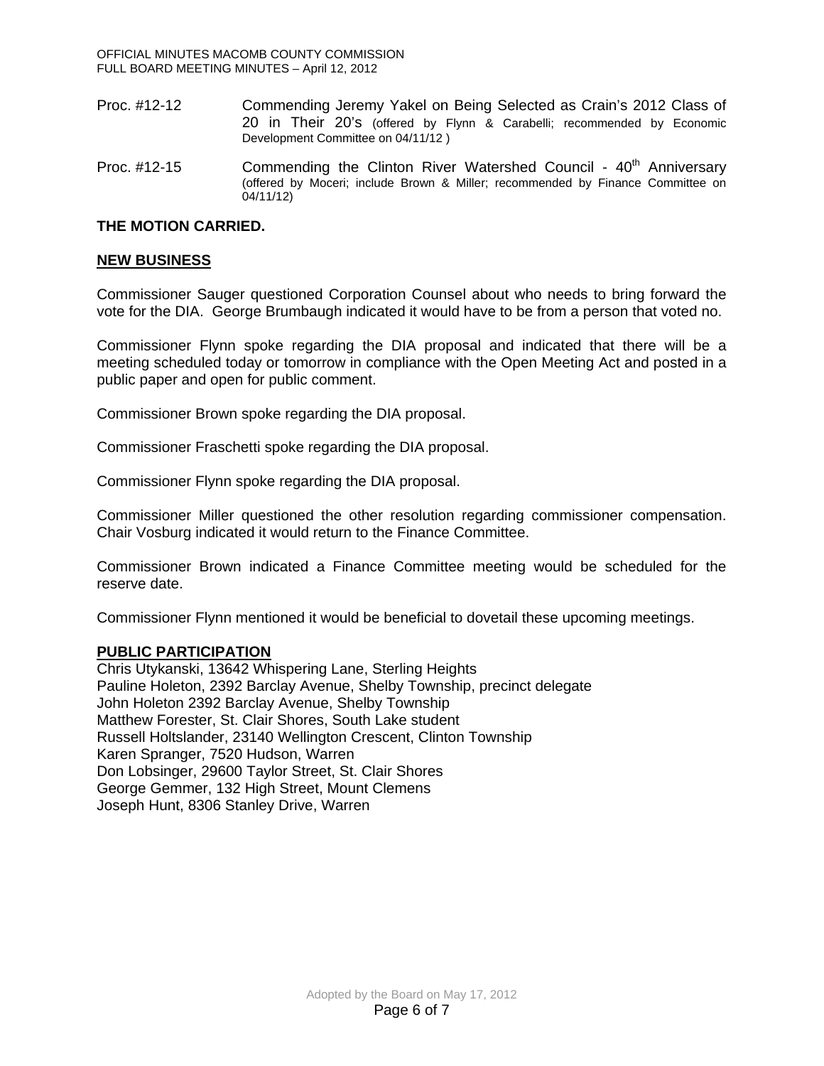Proc. #12-12 Commending Jeremy Yakel on Being Selected as Crain's 2012 Class of 20 in Their 20's (offered by Flynn & Carabelli; recommended by Economic Development Committee on 04/11/12 )

Proc. #12-15 Commending the Clinton River Watershed Council - 40th Anniversary (offered by Moceri; include Brown & Miller; recommended by Finance Committee on 04/11/12)

**THE MOTION CARRIED.**

## NEW BUSINESS

Commissioner Sauger questioned Corporation Counsel about who needs to bring forward the vote for the DIA. George Brumbaugh indicated it would have to be from a person that voted no.

Commissioner Flynn spoke regarding the DIA proposal and indicated that there will be a meeting scheduled today or tomorrow in compliance with the Open Meeting Act and posted in a public paper and open for public comment.

Commissioner Brown spoke regarding the DIA proposal.

Commissioner Fraschetti spoke regarding the DIA proposal.

Commissioner Flynn spoke regarding the DIA proposal.

Commissioner Miller questioned the other resolution regarding commissioner compensation. Chair Vosburg indicated it would return to the Finance Committee.

Commissioner Brown indicated a Finance Committee meeting would be scheduled for the reserve date.

Commissioner Flynn mentioned it would be beneficial to dovetail these upcoming meetings.

## PUBLIC PARTICIPATION

Chris Utykanski, 13642 Whispering Lane, Sterling Heights
Pauline Holeton, 2392 Barclay Avenue, Shelby Township, precinct delegate
John Holeton 2392 Barclay Avenue, Shelby Township
Matthew Forester, St. Clair Shores, South Lake student
Russell Holtslander, 23140 Wellington Crescent, Clinton Township
Karen Spranger, 7520 Hudson, Warren
Don Lobsinger, 29600 Taylor Street, St. Clair Shores
George Gemmer, 132 High Street, Mount Clemens
Joseph Hunt, 8306 Stanley Drive, Warren

Adopted by the Board on May 17, 2012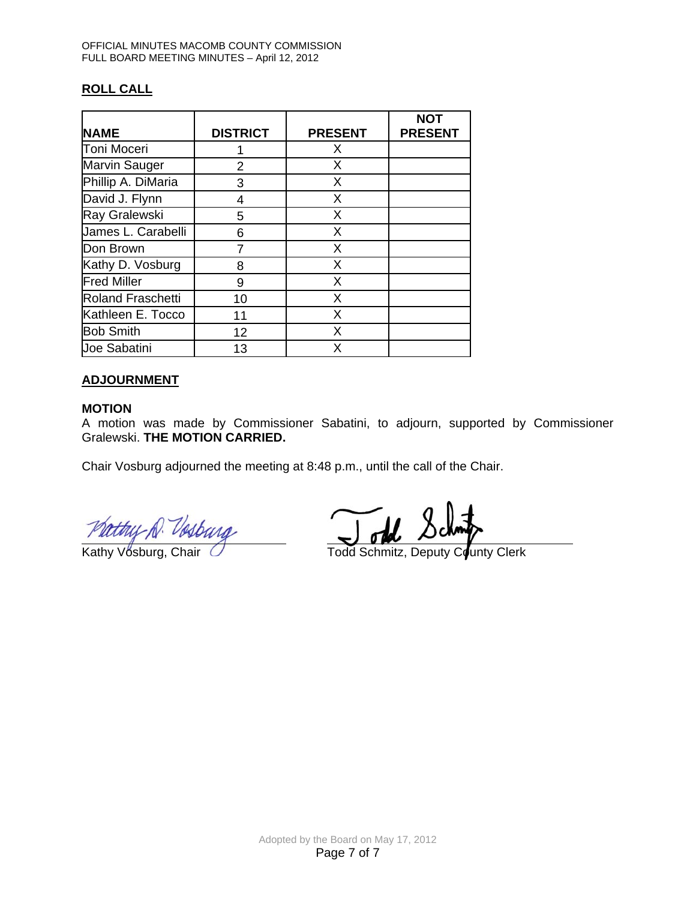## ROLL CALL

| NAME | DISTRICT | PRESENT | NOT PRESENT |
|---|---|---|---|
| Toni Moceri | 1 | X | |
| Marvin Sauger | 2 | X | |
| Phillip A. DiMaria | 3 | X | |
| David J. Flynn | 4 | X | |
| Ray Gralewski | 5 | X | |
| James L. Carabelli | 6 | X | |
| Don Brown | 7 | X | |
| Kathy D. Vosburg | 8 | X | |
| Fred Miller | 9 | X | |
| Roland Fraschetti | 10 | X | |
| Kathleen E. Tocco | 11 | X | |
| Bob Smith | 12 | X | |
| Joe Sabatini | 13 | X | |

## ADJOURNMENT

### MOTION

A motion was made by Commissioner Sabatini, to adjourn, supported by Commissioner Gralewski. **THE MOTION CARRIED.**

Chair Vosburg adjourned the meeting at 8:48 p.m., until the call of the Chair.

Kathy Vosburg, Chair

Todd Schmitz, Deputy County Clerk

Adopted by the Board on May 17, 2012